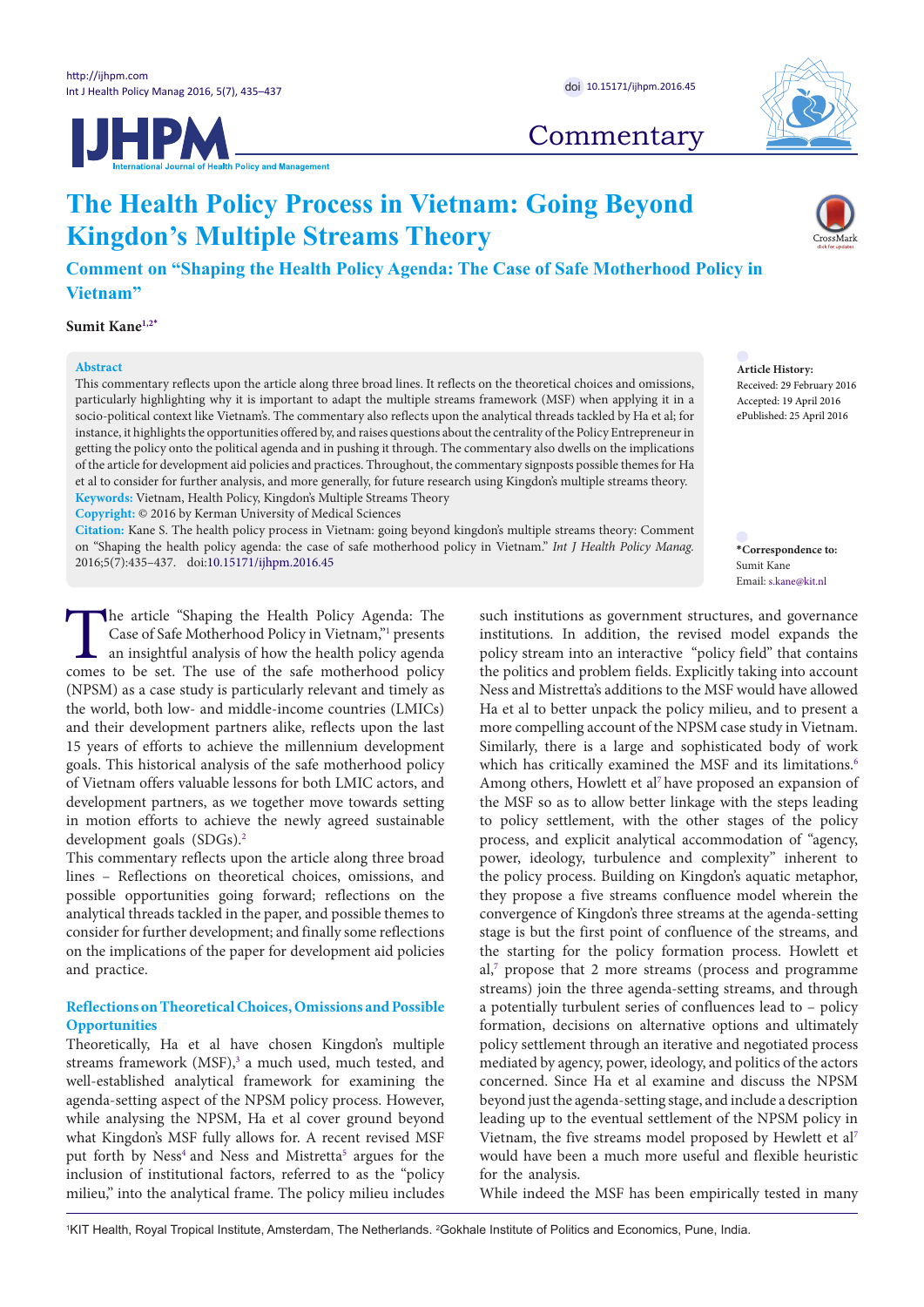# The Health Policy Process in Vietnam: Going Beyond Kingdon's Multiple Streams Theory

## Comment on "Shaping the Health Policy Agenda: The Case of Safe Motherhood Policy in Vietnam"

**Sumit Kane**[1,2*]

**Abstract**

This commentary reflects upon the article along three broad lines. It reflects on the theoretical choices and omissions, particularly highlighting why it is important to adapt the multiple streams framework (MSF) when applying it in a socio-political context like Vietnam's. The commentary also reflects upon the analytical threads tackled by Ha et al; for instance, it highlights the opportunities offered by, and raises questions about the centrality of the Policy Entrepreneur in getting the policy onto the political agenda and in pushing it through. The commentary also dwells on the implications of the article for development aid policies and practices. Throughout, the commentary signposts possible themes for Ha et al to consider for further analysis, and more generally, for future research using Kingdon's multiple streams theory.

**Keywords:** Vietnam, Health Policy, Kingdon's Multiple Streams Theory

**Copyright:** © 2016 by Kerman University of Medical Sciences

**Citation:** Kane S. The health policy process in Vietnam: going beyond kingdon's multiple streams theory: Comment on "Shaping the health policy agenda: the case of safe motherhood policy in Vietnam." *Int J Health Policy Manag.* 2016;5(7):435–437. doi:10.15171/ijhpm.2016.45

**Article History:**
Received: 29 February 2016
Accepted: 19 April 2016
ePublished: 25 April 2016

**\*Correspondence to:**
Sumit Kane
Email: s.kane@kit.nl

The article "Shaping the Health Policy Agenda: The Case of Safe Motherhood Policy in Vietnam,"[1] presents an insightful analysis of how the health policy agenda comes to be set. The use of the safe motherhood policy (NPSM) as a case study is particularly relevant and timely as the world, both low- and middle-income countries (LMICs) and their development partners alike, reflects upon the last 15 years of efforts to achieve the millennium development goals. This historical analysis of the safe motherhood policy of Vietnam offers valuable lessons for both LMIC actors, and development partners, as we together move towards setting in motion efforts to achieve the newly agreed sustainable development goals (SDGs).[2]

This commentary reflects upon the article along three broad lines – Reflections on theoretical choices, omissions, and possible opportunities going forward; reflections on the analytical threads tackled in the paper, and possible themes to consider for further development; and finally some reflections on the implications of the paper for development aid policies and practice.

### Reflections on Theoretical Choices, Omissions and Possible Opportunities

Theoretically, Ha et al have chosen Kingdon's multiple streams framework (MSF),[3] a much used, much tested, and well-established analytical framework for examining the agenda-setting aspect of the NPSM policy process. However, while analysing the NPSM, Ha et al cover ground beyond what Kingdon's MSF fully allows for. A recent revised MSF put forth by Ness[4] and Ness and Mistretta[5] argues for the inclusion of institutional factors, referred to as the "policy milieu," into the analytical frame. The policy milieu includes such institutions as government structures, and governance institutions. In addition, the revised model expands the policy stream into an interactive "policy field" that contains the politics and problem fields. Explicitly taking into account Ness and Mistretta's additions to the MSF would have allowed Ha et al to better unpack the policy milieu, and to present a more compelling account of the NPSM case study in Vietnam. Similarly, there is a large and sophisticated body of work which has critically examined the MSF and its limitations.[6] Among others, Howlett et al[7] have proposed an expansion of the MSF so as to allow better linkage with the steps leading to policy settlement, with the other stages of the policy process, and explicit analytical accommodation of "agency, power, ideology, turbulence and complexity" inherent to the policy process. Building on Kingdon's aquatic metaphor, they propose a five streams confluence model wherein the convergence of Kingdon's three streams at the agenda-setting stage is but the first point of confluence of the streams, and the starting for the policy formation process. Howlett et al,[7] propose that 2 more streams (process and programme streams) join the three agenda-setting streams, and through a potentially turbulent series of confluences lead to – policy formation, decisions on alternative options and ultimately policy settlement through an iterative and negotiated process mediated by agency, power, ideology, and politics of the actors concerned. Since Ha et al examine and discuss the NPSM beyond just the agenda-setting stage, and include a description leading up to the eventual settlement of the NPSM policy in Vietnam, the five streams model proposed by Hewlett et al[7] would have been a much more useful and flexible heuristic for the analysis.

While indeed the MSF has been empirically tested in many

[1]KIT Health, Royal Tropical Institute, Amsterdam, The Netherlands. [2]Gokhale Institute of Politics and Economics, Pune, India.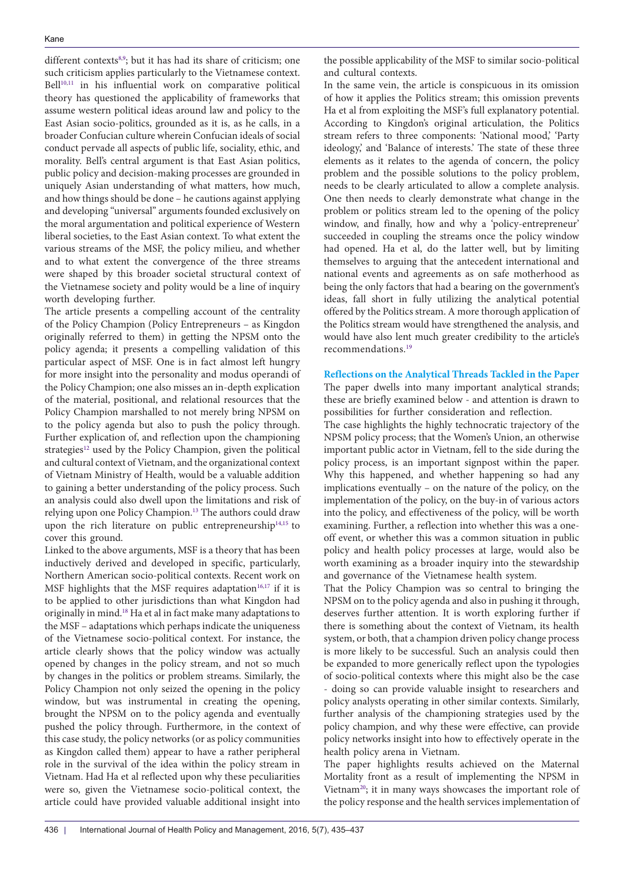different contexts[8,9]; but it has had its share of criticism; one such criticism applies particularly to the Vietnamese context. Bell[10,11] in his influential work on comparative political theory has questioned the applicability of frameworks that assume western political ideas around law and policy to the East Asian socio-politics, grounded as it is, as he calls, in a broader Confucian culture wherein Confucian ideals of social conduct pervade all aspects of public life, sociality, ethic, and morality. Bell's central argument is that East Asian politics, public policy and decision-making processes are grounded in uniquely Asian understanding of what matters, how much, and how things should be done – he cautions against applying and developing "universal" arguments founded exclusively on the moral argumentation and political experience of Western liberal societies, to the East Asian context. To what extent the various streams of the MSF, the policy milieu, and whether and to what extent the convergence of the three streams were shaped by this broader societal structural context of the Vietnamese society and polity would be a line of inquiry worth developing further.

The article presents a compelling account of the centrality of the Policy Champion (Policy Entrepreneurs – as Kingdon originally referred to them) in getting the NPSM onto the policy agenda; it presents a compelling validation of this particular aspect of MSF. One is in fact almost left hungry for more insight into the personality and modus operandi of the Policy Champion; one also misses an in-depth explication of the material, positional, and relational resources that the Policy Champion marshalled to not merely bring NPSM on to the policy agenda but also to push the policy through. Further explication of, and reflection upon the championing strategies[12] used by the Policy Champion, given the political and cultural context of Vietnam, and the organizational context of Vietnam Ministry of Health, would be a valuable addition to gaining a better understanding of the policy process. Such an analysis could also dwell upon the limitations and risk of relying upon one Policy Champion.[13] The authors could draw upon the rich literature on public entrepreneurship[14,15] to cover this ground.

Linked to the above arguments, MSF is a theory that has been inductively derived and developed in specific, particularly, Northern American socio-political contexts. Recent work on MSF highlights that the MSF requires adaptation[16,17] if it is to be applied to other jurisdictions than what Kingdon had originally in mind.[18] Ha et al in fact make many adaptations to the MSF – adaptations which perhaps indicate the uniqueness of the Vietnamese socio-political context. For instance, the article clearly shows that the policy window was actually opened by changes in the policy stream, and not so much by changes in the politics or problem streams. Similarly, the Policy Champion not only seized the opening in the policy window, but was instrumental in creating the opening, brought the NPSM on to the policy agenda and eventually pushed the policy through. Furthermore, in the context of this case study, the policy networks (or as policy communities as Kingdon called them) appear to have a rather peripheral role in the survival of the idea within the policy stream in Vietnam. Had Ha et al reflected upon why these peculiarities were so, given the Vietnamese socio-political context, the article could have provided valuable additional insight into the possible applicability of the MSF to similar socio-political and cultural contexts.

In the same vein, the article is conspicuous in its omission of how it applies the Politics stream; this omission prevents Ha et al from exploiting the MSF's full explanatory potential. According to Kingdon's original articulation, the Politics stream refers to three components: 'National mood,' 'Party ideology,' and 'Balance of interests.' The state of these three elements as it relates to the agenda of concern, the policy problem and the possible solutions to the policy problem, needs to be clearly articulated to allow a complete analysis. One then needs to clearly demonstrate what change in the problem or politics stream led to the opening of the policy window, and finally, how and why a 'policy-entrepreneur' succeeded in coupling the streams once the policy window had opened. Ha et al, do the latter well, but by limiting themselves to arguing that the antecedent international and national events and agreements as on safe motherhood as being the only factors that had a bearing on the government's ideas, fall short in fully utilizing the analytical potential offered by the Politics stream. A more thorough application of the Politics stream would have strengthened the analysis, and would have also lent much greater credibility to the article's recommendations.[19]

## Reflections on the Analytical Threads Tackled in the Paper

The paper dwells into many important analytical strands; these are briefly examined below - and attention is drawn to possibilities for further consideration and reflection.

The case highlights the highly technocratic trajectory of the NPSM policy process; that the Women's Union, an otherwise important public actor in Vietnam, fell to the side during the policy process, is an important signpost within the paper. Why this happened, and whether happening so had any implications eventually – on the nature of the policy, on the implementation of the policy, on the buy-in of various actors into the policy, and effectiveness of the policy, will be worth examining. Further, a reflection into whether this was a one-off event, or whether this was a common situation in public policy and health policy processes at large, would also be worth examining as a broader inquiry into the stewardship and governance of the Vietnamese health system.

That the Policy Champion was so central to bringing the NPSM on to the policy agenda and also in pushing it through, deserves further attention. It is worth exploring further if there is something about the context of Vietnam, its health system, or both, that a champion driven policy change process is more likely to be successful. Such an analysis could then be expanded to more generically reflect upon the typologies of socio-political contexts where this might also be the case - doing so can provide valuable insight to researchers and policy analysts operating in other similar contexts. Similarly, further analysis of the championing strategies used by the policy champion, and why these were effective, can provide policy networks insight into how to effectively operate in the health policy arena in Vietnam.

The paper highlights results achieved on the Maternal Mortality front as a result of implementing the NPSM in Vietnam[20]; it in many ways showcases the important role of the policy response and the health services implementation of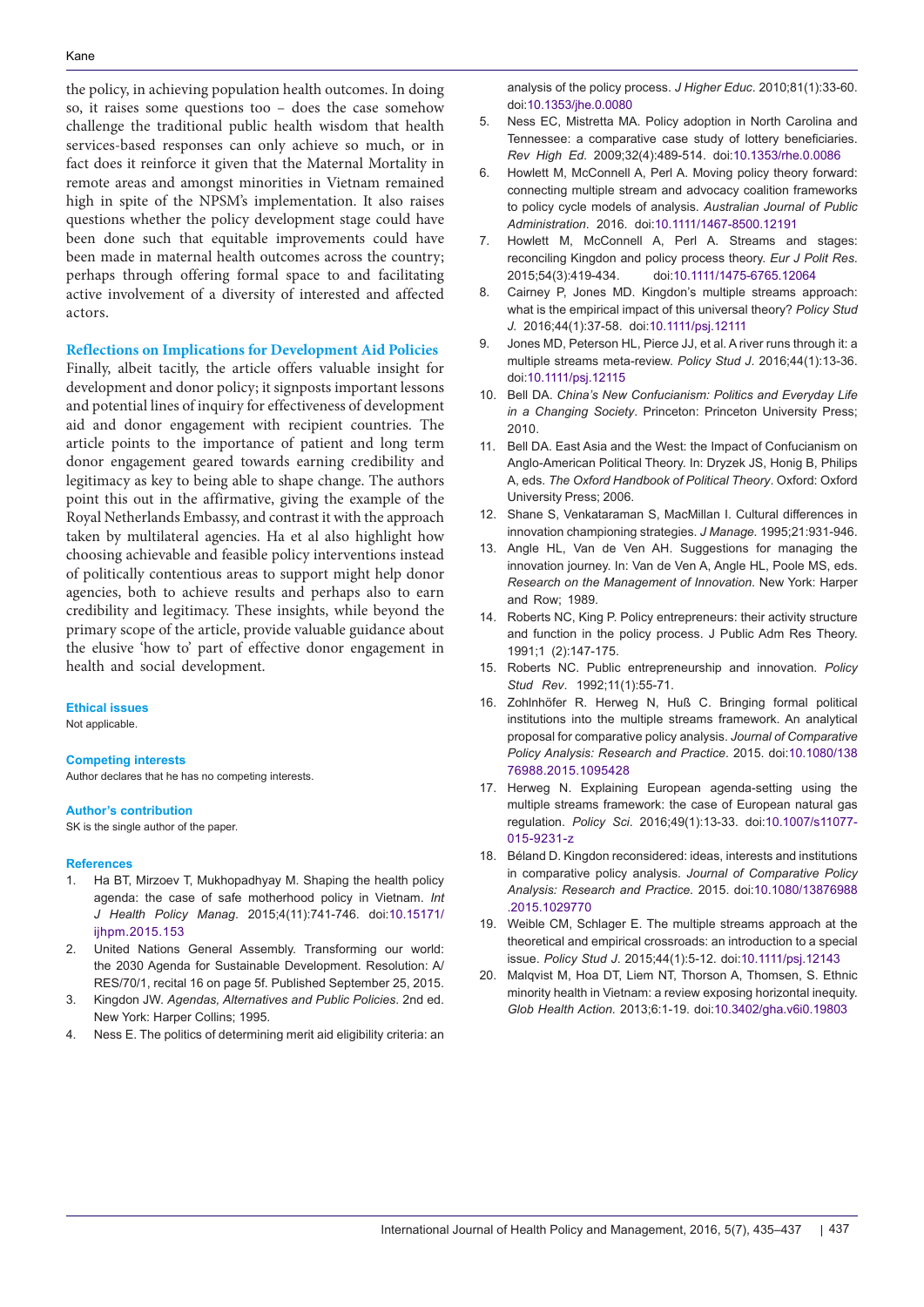the policy, in achieving population health outcomes. In doing so, it raises some questions too – does the case somehow challenge the traditional public health wisdom that health services-based responses can only achieve so much, or in fact does it reinforce it given that the Maternal Mortality in remote areas and amongst minorities in Vietnam remained high in spite of the NPSM's implementation. It also raises questions whether the policy development stage could have been done such that equitable improvements could have been made in maternal health outcomes across the country; perhaps through offering formal space to and facilitating active involvement of a diversity of interested and affected actors.

## Reflections on Implications for Development Aid Policies

Finally, albeit tacitly, the article offers valuable insight for development and donor policy; it signposts important lessons and potential lines of inquiry for effectiveness of development aid and donor engagement with recipient countries. The article points to the importance of patient and long term donor engagement geared towards earning credibility and legitimacy as key to being able to shape change. The authors point this out in the affirmative, giving the example of the Royal Netherlands Embassy, and contrast it with the approach taken by multilateral agencies. Ha et al also highlight how choosing achievable and feasible policy interventions instead of politically contentious areas to support might help donor agencies, both to achieve results and perhaps also to earn credibility and legitimacy. These insights, while beyond the primary scope of the article, provide valuable guidance about the elusive 'how to' part of effective donor engagement in health and social development.

### Ethical issues

Not applicable.

### Competing interests

Author declares that he has no competing interests.

### Author's contribution

SK is the single author of the paper.

### References

1. Ha BT, Mirzoev T, Mukhopadhyay M. Shaping the health policy agenda: the case of safe motherhood policy in Vietnam. *Int J Health Policy Manag*. 2015;4(11):741-746. doi:10.15171/ijhpm.2015.153
2. United Nations General Assembly. Transforming our world: the 2030 Agenda for Sustainable Development. Resolution: A/RES/70/1, recital 16 on page 5f. Published September 25, 2015.
3. Kingdon JW. *Agendas, Alternatives and Public Policies*. 2nd ed. New York: Harper Collins; 1995.
4. Ness E. The politics of determining merit aid eligibility criteria: an analysis of the policy process. *J Higher Educ*. 2010;81(1):33-60. doi:10.1353/jhe.0.0080
5. Ness EC, Mistretta MA. Policy adoption in North Carolina and Tennessee: a comparative case study of lottery beneficiaries. *Rev High Ed*. 2009;32(4):489-514. doi:10.1353/rhe.0.0086
6. Howlett M, McConnell A, Perl A. Moving policy theory forward: connecting multiple stream and advocacy coalition frameworks to policy cycle models of analysis. *Australian Journal of Public Administration*. 2016. doi:10.1111/1467-8500.12191
7. Howlett M, McConnell A, Perl A. Streams and stages: reconciling Kingdon and policy process theory. *Eur J Polit Res*. 2015;54(3):419-434. doi:10.1111/1475-6765.12064
8. Cairney P, Jones MD. Kingdon's multiple streams approach: what is the empirical impact of this universal theory? *Policy Stud J*. 2016;44(1):37-58. doi:10.1111/psj.12111
9. Jones MD, Peterson HL, Pierce JJ, et al. A river runs through it: a multiple streams meta-review. *Policy Stud J*. 2016;44(1):13-36. doi:10.1111/psj.12115
10. Bell DA. *China's New Confucianism: Politics and Everyday Life in a Changing Society*. Princeton: Princeton University Press; 2010.
11. Bell DA. East Asia and the West: the Impact of Confucianism on Anglo-American Political Theory. In: Dryzek JS, Honig B, Philips A, eds. *The Oxford Handbook of Political Theory*. Oxford: Oxford University Press; 2006.
12. Shane S, Venkataraman S, MacMillan I. Cultural differences in innovation championing strategies. *J Manage*. 1995;21:931-946.
13. Angle HL, Van de Ven AH. Suggestions for managing the innovation journey. In: Van de Ven A, Angle HL, Poole MS, eds. *Research on the Management of Innovation*. New York: Harper and Row; 1989.
14. Roberts NC, King P. Policy entrepreneurs: their activity structure and function in the policy process. J Public Adm Res Theory. 1991;1 (2):147-175.
15. Roberts NC. Public entrepreneurship and innovation. *Policy Stud Rev*. 1992;11(1):55-71.
16. Zohlnhöfer R. Herweg N, Huß C. Bringing formal political institutions into the multiple streams framework. An analytical proposal for comparative policy analysis. *Journal of Comparative Policy Analysis: Research and Practice*. 2015. doi:10.1080/13876988.2015.1095428
17. Herweg N. Explaining European agenda-setting using the multiple streams framework: the case of European natural gas regulation. *Policy Sci*. 2016;49(1):13-33. doi:10.1007/s11077-015-9231-z
18. Béland D. Kingdon reconsidered: ideas, interests and institutions in comparative policy analysis. *Journal of Comparative Policy Analysis: Research and Practice*. 2015. doi:10.1080/13876988.2015.1029770
19. Weible CM, Schlager E. The multiple streams approach at the theoretical and empirical crossroads: an introduction to a special issue. *Policy Stud J*. 2015;44(1):5-12. doi:10.1111/psj.12143
20. Malqvist M, Hoa DT, Liem NT, Thorson A, Thomsen, S. Ethnic minority health in Vietnam: a review exposing horizontal inequity. *Glob Health Action*. 2013;6:1-19. doi:10.3402/gha.v6i0.19803